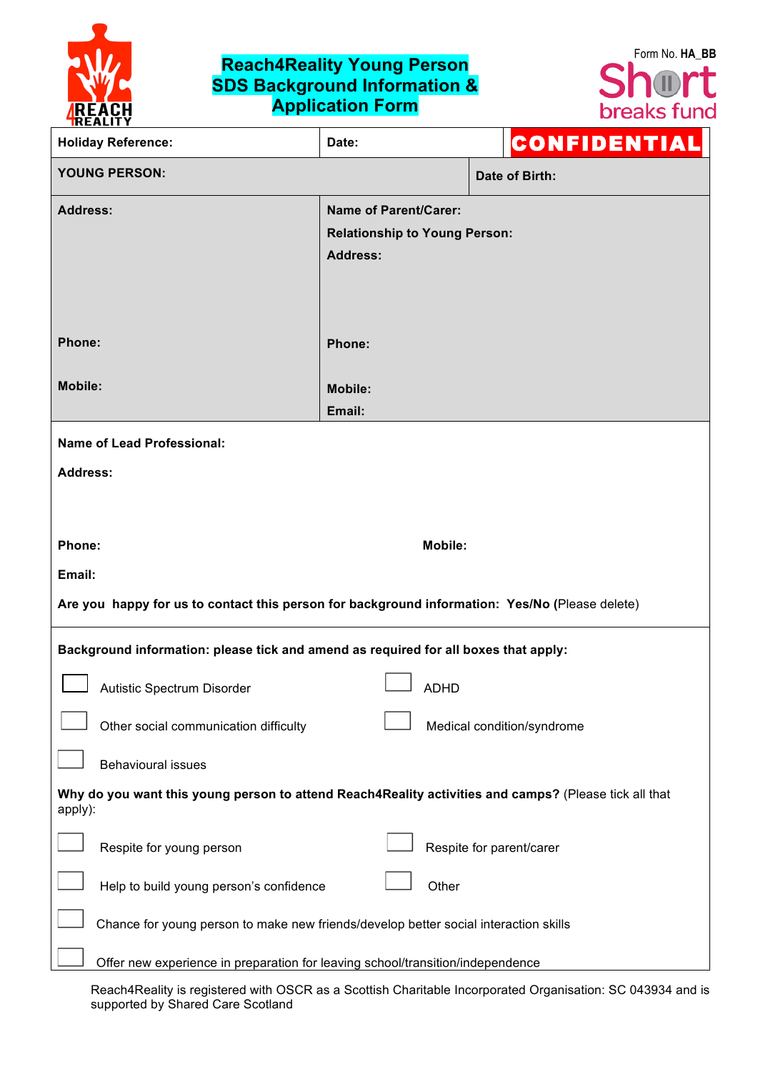Form No. **HA_BB**

# Reach4Reality Young Person SDS Background Information & Application Form

Short breaks fund

| **Holiday Reference:** | **Date:** | **CONFIDENTIAL** |
|---|---|---|

| **YOUNG PERSON:** | **Date of Birth:** |
|---|---|

| **Address:** | **Name of Parent/Carer:** |
|---|---|
| | **Relationship to Young Person:** |
| | **Address:** |
| **Phone:** | **Phone:** |
| **Mobile:** | **Mobile:** |
| | **Email:** |

**Name of Lead Professional:**

**Address:**

**Phone:** **Mobile:**

**Email:**

**Are you happy for us to contact this person for background information: Yes/No (**Please delete)

**Background information: please tick and amend as required for all boxes that apply:**

- ☐ Autistic Spectrum Disorder
- ☐ ADHD
- ☐ Other social communication difficulty
- ☐ Medical condition/syndrome
- ☐ Behavioural issues

**Why do you want this young person to attend Reach4Reality activities and camps?** (Please tick all that apply):

- ☐ Respite for young person
- ☐ Respite for parent/carer
- ☐ Help to build young person's confidence
- ☐ Other
- ☐ Chance for young person to make new friends/develop better social interaction skills
- ☐ Offer new experience in preparation for leaving school/transition/independence

Reach4Reality is registered with OSCR as a Scottish Charitable Incorporated Organisation: SC 043934 and is supported by Shared Care Scotland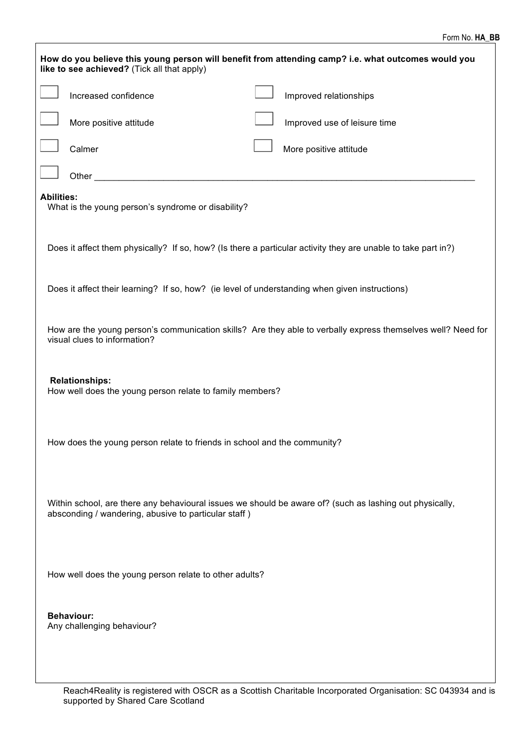Form No. **HA_BB**

**How do you believe this young person will benefit from attending camp? i.e. what outcomes would you like to see achieved?** (Tick all that apply)

- [ ] Increased confidence
- [ ] Improved relationships
- [ ] More positive attitude
- [ ] Improved use of leisure time
- [ ] Calmer
- [ ] More positive attitude
- [ ] Other ___________________________________________________________________________

**Abilities:**

What is the young person's syndrome or disability?

Does it affect them physically? If so, how? (Is there a particular activity they are unable to take part in?)

Does it affect their learning? If so, how? (ie level of understanding when given instructions)

How are the young person's communication skills? Are they able to verbally express themselves well? Need for visual clues to information?

**Relationships:**

How well does the young person relate to family members?

How does the young person relate to friends in school and the community?

Within school, are there any behavioural issues we should be aware of? (such as lashing out physically, absconding / wandering, abusive to particular staff )

How well does the young person relate to other adults?

**Behaviour:**

Any challenging behaviour?

Reach4Reality is registered with OSCR as a Scottish Charitable Incorporated Organisation: SC 043934 and is supported by Shared Care Scotland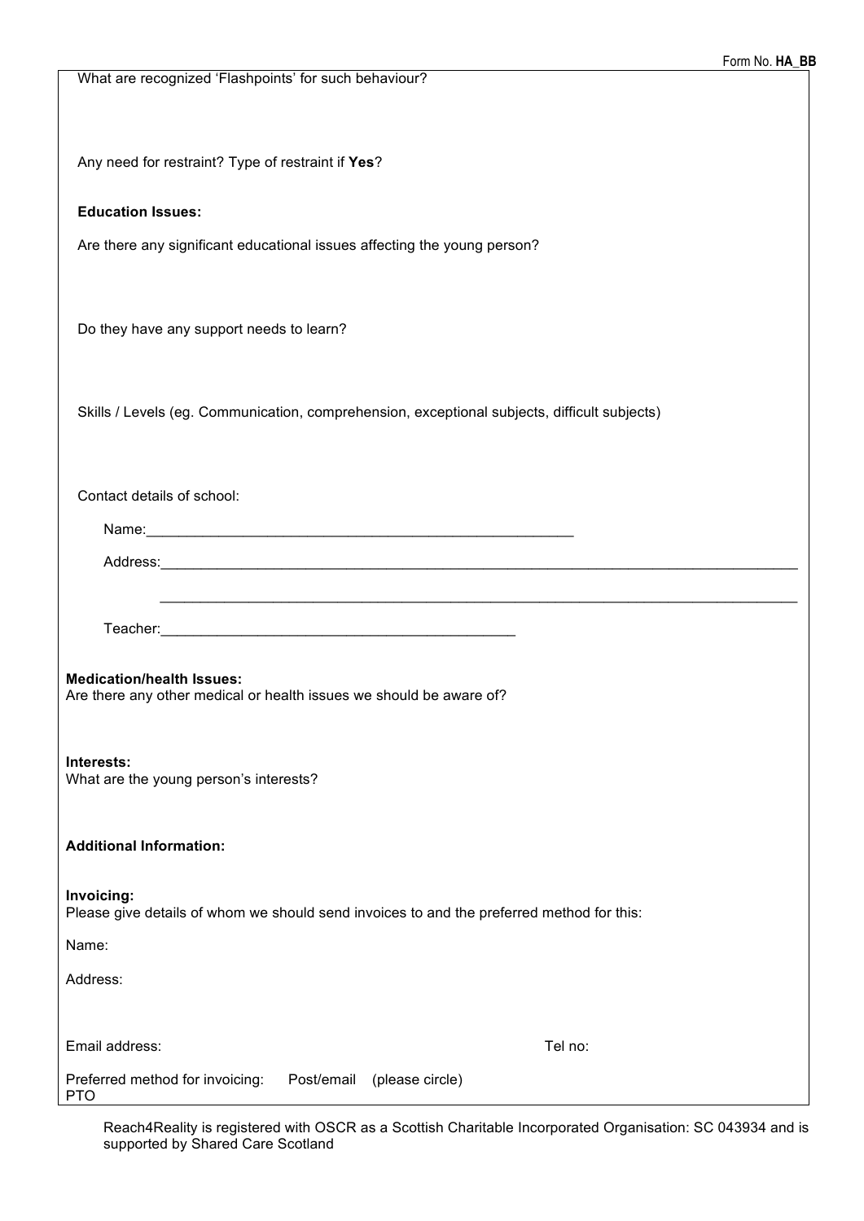Form No. **HA_BB**

What are recognized 'Flashpoints' for such behaviour?

Any need for restraint? Type of restraint if **Yes**?

**Education Issues:**

Are there any significant educational issues affecting the young person?

Do they have any support needs to learn?

Skills / Levels (eg. Communication, comprehension, exceptional subjects, difficult subjects)

Contact details of school:

Name:_______________________________________________________

Address:_____________________________________________________________________________________

_____________________________________________________________________________________

Teacher:_______________________________________________

**Medication/health Issues:**
Are there any other medical or health issues we should be aware of?

**Interests:**
What are the young person's interests?

**Additional Information:**

**Invoicing:**
Please give details of whom we should send invoices to and the preferred method for this:

Name:

Address:

Email address: Tel no:

Preferred method for invoicing: Post/email (please circle)

PTO

Reach4Reality is registered with OSCR as a Scottish Charitable Incorporated Organisation: SC 043934 and is supported by Shared Care Scotland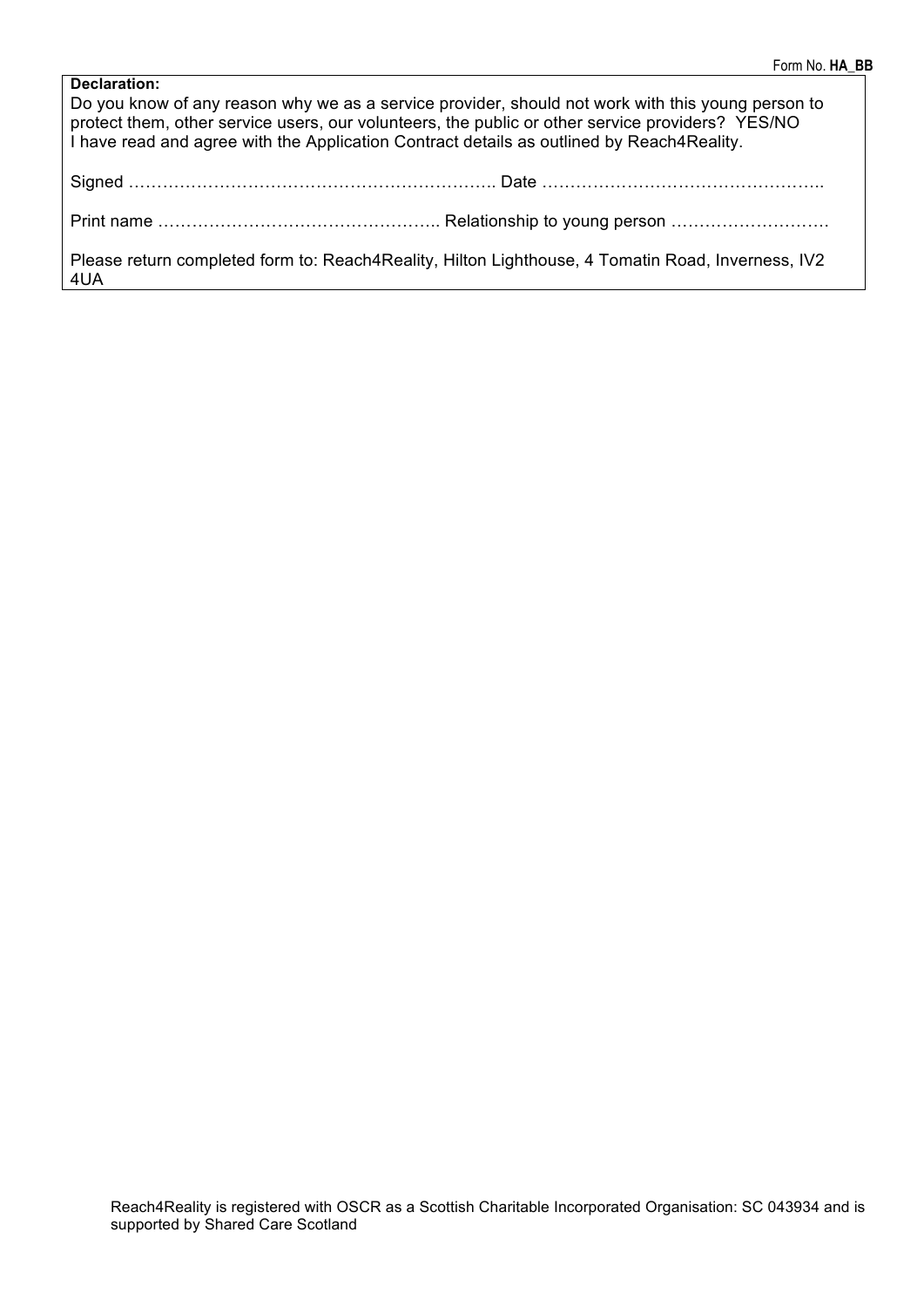Form No. **HA_BB**

**Declaration:**

Do you know of any reason why we as a service provider, should not work with this young person to protect them, other service users, our volunteers, the public or other service providers? YES/NO

I have read and agree with the Application Contract details as outlined by Reach4Reality.

Signed ……………………………………………………….. Date …………………………………………..

Print name ………………………………………….. Relationship to young person ……………………….

Please return completed form to: Reach4Reality, Hilton Lighthouse, 4 Tomatin Road, Inverness, IV2 4UA

Reach4Reality is registered with OSCR as a Scottish Charitable Incorporated Organisation: SC 043934 and is supported by Shared Care Scotland